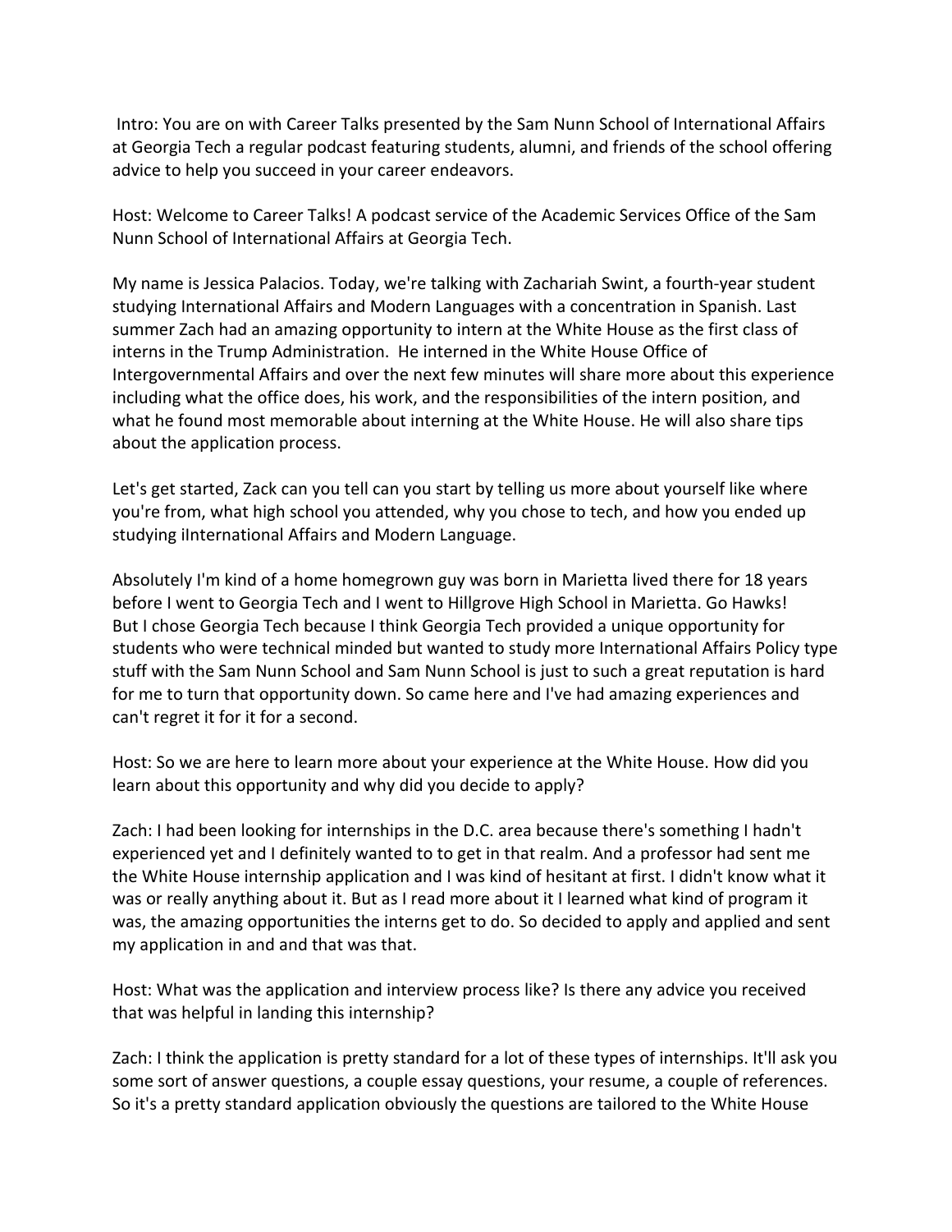Intro: You are on with Career Talks presented by the Sam Nunn School of International Affairs at Georgia Tech a regular podcast featuring students, alumni, and friends of the school offering advice to help you succeed in your career endeavors.

Host: Welcome to Career Talks! A podcast service of the Academic Services Office of the Sam Nunn School of International Affairs at Georgia Tech.

My name is Jessica Palacios. Today, we're talking with Zachariah Swint, a fourth-year student studying International Affairs and Modern Languages with a concentration in Spanish. Last summer Zach had an amazing opportunity to intern at the White House as the first class of interns in the Trump Administration. He interned in the White House Office of Intergovernmental Affairs and over the next few minutes will share more about this experience including what the office does, his work, and the responsibilities of the intern position, and what he found most memorable about interning at the White House. He will also share tips about the application process.

Let's get started, Zack can you tell can you start by telling us more about yourself like where you're from, what high school you attended, why you chose to tech, and how you ended up studying iInternational Affairs and Modern Language.

Absolutely I'm kind of a home homegrown guy was born in Marietta lived there for 18 years before I went to Georgia Tech and I went to Hillgrove High School in Marietta. Go Hawks! But I chose Georgia Tech because I think Georgia Tech provided a unique opportunity for students who were technical minded but wanted to study more International Affairs Policy type stuff with the Sam Nunn School and Sam Nunn School is just to such a great reputation is hard for me to turn that opportunity down. So came here and I've had amazing experiences and can't regret it for it for a second.

Host: So we are here to learn more about your experience at the White House. How did you learn about this opportunity and why did you decide to apply?

Zach: I had been looking for internships in the D.C. area because there's something I hadn't experienced yet and I definitely wanted to to get in that realm. And a professor had sent me the White House internship application and I was kind of hesitant at first. I didn't know what it was or really anything about it. But as I read more about it I learned what kind of program it was, the amazing opportunities the interns get to do. So decided to apply and applied and sent my application in and and that was that.

Host: What was the application and interview process like? Is there any advice you received that was helpful in landing this internship?

Zach: I think the application is pretty standard for a lot of these types of internships. It'll ask you some sort of answer questions, a couple essay questions, your resume, a couple of references. So it's a pretty standard application obviously the questions are tailored to the White House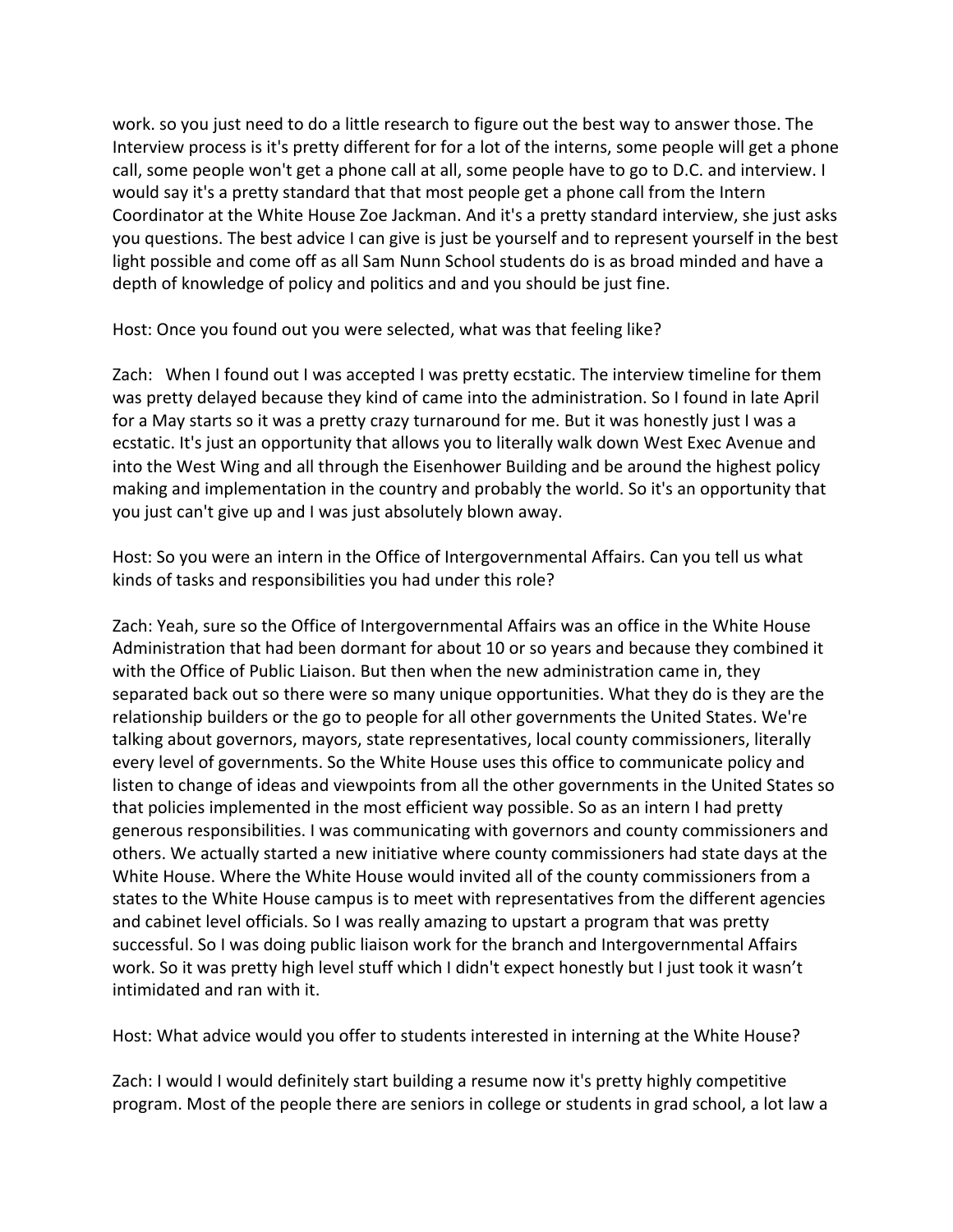work. so you just need to do a little research to figure out the best way to answer those. The Interview process is it's pretty different for for a lot of the interns, some people will get a phone call, some people won't get a phone call at all, some people have to go to D.C. and interview. I would say it's a pretty standard that that most people get a phone call from the Intern Coordinator at the White House Zoe Jackman. And it's a pretty standard interview, she just asks you questions. The best advice I can give is just be yourself and to represent yourself in the best light possible and come off as all Sam Nunn School students do is as broad minded and have a depth of knowledge of policy and politics and and you should be just fine.

Host: Once you found out you were selected, what was that feeling like?

Zach: When I found out I was accepted I was pretty ecstatic. The interview timeline for them was pretty delayed because they kind of came into the administration. So I found in late April for a May starts so it was a pretty crazy turnaround for me. But it was honestly just I was a ecstatic. It's just an opportunity that allows you to literally walk down West Exec Avenue and into the West Wing and all through the Eisenhower Building and be around the highest policy making and implementation in the country and probably the world. So it's an opportunity that you just can't give up and I was just absolutely blown away.

Host: So you were an intern in the Office of Intergovernmental Affairs. Can you tell us what kinds of tasks and responsibilities you had under this role?

Zach: Yeah, sure so the Office of Intergovernmental Affairs was an office in the White House Administration that had been dormant for about 10 or so years and because they combined it with the Office of Public Liaison. But then when the new administration came in, they separated back out so there were so many unique opportunities. What they do is they are the relationship builders or the go to people for all other governments the United States. We're talking about governors, mayors, state representatives, local county commissioners, literally every level of governments. So the White House uses this office to communicate policy and listen to change of ideas and viewpoints from all the other governments in the United States so that policies implemented in the most efficient way possible. So as an intern I had pretty generous responsibilities. I was communicating with governors and county commissioners and others. We actually started a new initiative where county commissioners had state days at the White House. Where the White House would invited all of the county commissioners from a states to the White House campus is to meet with representatives from the different agencies and cabinet level officials. So I was really amazing to upstart a program that was pretty successful. So I was doing public liaison work for the branch and Intergovernmental Affairs work. So it was pretty high level stuff which I didn't expect honestly but I just took it wasn't intimidated and ran with it.

Host: What advice would you offer to students interested in interning at the White House?

Zach: I would I would definitely start building a resume now it's pretty highly competitive program. Most of the people there are seniors in college or students in grad school, a lot law a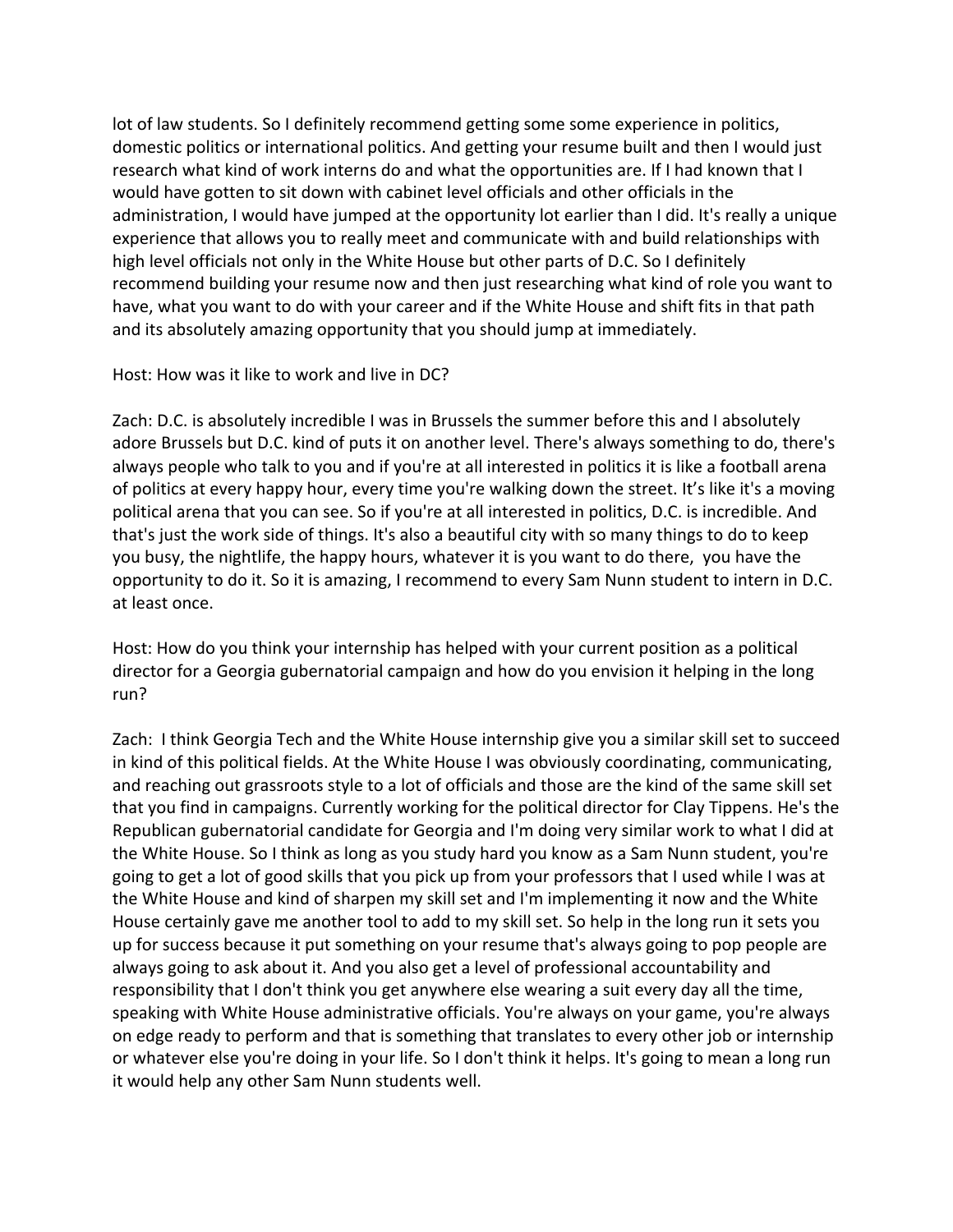lot of law students. So I definitely recommend getting some some experience in politics, domestic politics or international politics. And getting your resume built and then I would just research what kind of work interns do and what the opportunities are. If I had known that I would have gotten to sit down with cabinet level officials and other officials in the administration, I would have jumped at the opportunity lot earlier than I did. It's really a unique experience that allows you to really meet and communicate with and build relationships with high level officials not only in the White House but other parts of D.C. So I definitely recommend building your resume now and then just researching what kind of role you want to have, what you want to do with your career and if the White House and shift fits in that path and its absolutely amazing opportunity that you should jump at immediately.

Host: How was it like to work and live in DC?

Zach: D.C. is absolutely incredible I was in Brussels the summer before this and I absolutely adore Brussels but D.C. kind of puts it on another level. There's always something to do, there's always people who talk to you and if you're at all interested in politics it is like a football arena of politics at every happy hour, every time you're walking down the street. It's like it's a moving political arena that you can see. So if you're at all interested in politics, D.C. is incredible. And that's just the work side of things. It's also a beautiful city with so many things to do to keep you busy, the nightlife, the happy hours, whatever it is you want to do there, you have the opportunity to do it. So it is amazing, I recommend to every Sam Nunn student to intern in D.C. at least once.

Host: How do you think your internship has helped with your current position as a political director for a Georgia gubernatorial campaign and how do you envision it helping in the long run?

Zach: I think Georgia Tech and the White House internship give you a similar skill set to succeed in kind of this political fields. At the White House I was obviously coordinating, communicating, and reaching out grassroots style to a lot of officials and those are the kind of the same skill set that you find in campaigns. Currently working for the political director for Clay Tippens. He's the Republican gubernatorial candidate for Georgia and I'm doing very similar work to what I did at the White House. So I think as long as you study hard you know as a Sam Nunn student, you're going to get a lot of good skills that you pick up from your professors that I used while I was at the White House and kind of sharpen my skill set and I'm implementing it now and the White House certainly gave me another tool to add to my skill set. So help in the long run it sets you up for success because it put something on your resume that's always going to pop people are always going to ask about it. And you also get a level of professional accountability and responsibility that I don't think you get anywhere else wearing a suit every day all the time, speaking with White House administrative officials. You're always on your game, you're always on edge ready to perform and that is something that translates to every other job or internship or whatever else you're doing in your life. So I don't think it helps. It's going to mean a long run it would help any other Sam Nunn students well.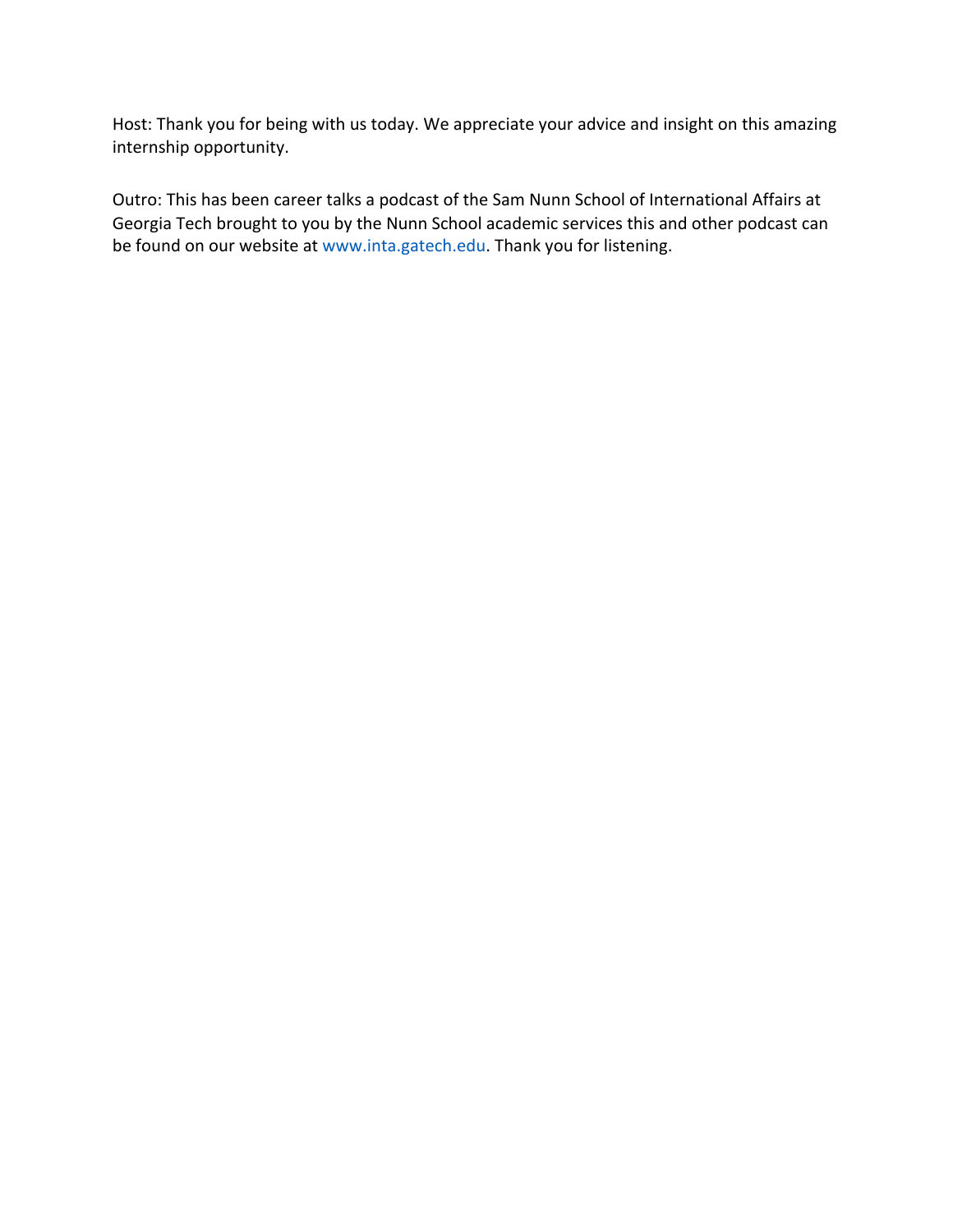Host: Thank you for being with us today. We appreciate your advice and insight on this amazing internship opportunity.

Outro: This has been career talks a podcast of the Sam Nunn School of International Affairs at Georgia Tech brought to you by the Nunn School academic services this and other podcast can be found on our website at www.inta.gatech.edu. Thank you for listening.